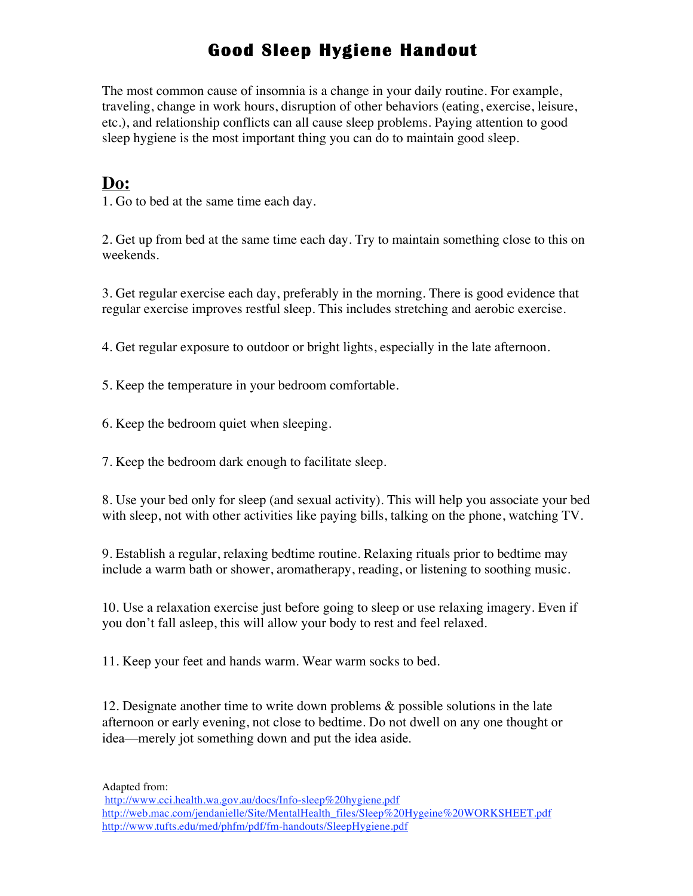# Good Sleep Hygiene Handout

The most common cause of insomnia is a change in your daily routine. For example, traveling, change in work hours, disruption of other behaviors (eating, exercise, leisure, etc.), and relationship conflicts can all cause sleep problems. Paying attention to good sleep hygiene is the most important thing you can do to maintain good sleep.

## Do:

1. Go to bed at the same time each day.

2. Get up from bed at the same time each day. Try to maintain something close to this on weekends.

3. Get regular exercise each day, preferably in the morning. There is good evidence that regular exercise improves restful sleep. This includes stretching and aerobic exercise.

4. Get regular exposure to outdoor or bright lights, especially in the late afternoon.

5. Keep the temperature in your bedroom comfortable.

6. Keep the bedroom quiet when sleeping.

7. Keep the bedroom dark enough to facilitate sleep.

8. Use your bed only for sleep (and sexual activity). This will help you associate your bed with sleep, not with other activities like paying bills, talking on the phone, watching TV.

9. Establish a regular, relaxing bedtime routine. Relaxing rituals prior to bedtime may include a warm bath or shower, aromatherapy, reading, or listening to soothing music.

10. Use a relaxation exercise just before going to sleep or use relaxing imagery. Even if you don't fall asleep, this will allow your body to rest and feel relaxed.

11. Keep your feet and hands warm. Wear warm socks to bed.

12. Designate another time to write down problems & possible solutions in the late afternoon or early evening, not close to bedtime. Do not dwell on any one thought or idea—merely jot something down and put the idea aside.

Adapted from:
http://www.cci.health.wa.gov.au/docs/Info-sleep%20hygiene.pdf
http://web.mac.com/jendanielle/Site/MentalHealth_files/Sleep%20Hygeine%20WORKSHEET.pdf
http://www.tufts.edu/med/phfm/pdf/fm-handouts/SleepHygiene.pdf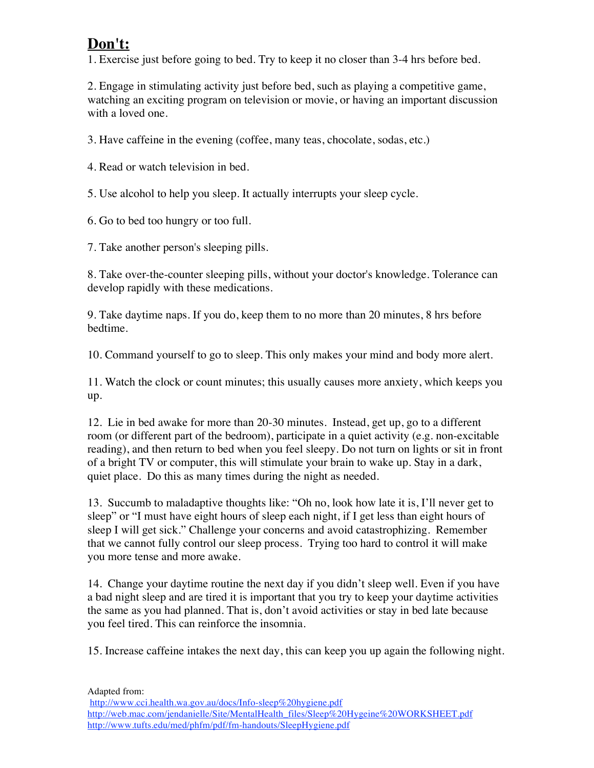## Don't:

1. Exercise just before going to bed. Try to keep it no closer than 3-4 hrs before bed.

2. Engage in stimulating activity just before bed, such as playing a competitive game, watching an exciting program on television or movie, or having an important discussion with a loved one.

3. Have caffeine in the evening (coffee, many teas, chocolate, sodas, etc.)

4. Read or watch television in bed.

5. Use alcohol to help you sleep. It actually interrupts your sleep cycle.

6. Go to bed too hungry or too full.

7. Take another person's sleeping pills.

8. Take over-the-counter sleeping pills, without your doctor's knowledge. Tolerance can develop rapidly with these medications.

9. Take daytime naps. If you do, keep them to no more than 20 minutes, 8 hrs before bedtime.

10. Command yourself to go to sleep. This only makes your mind and body more alert.

11. Watch the clock or count minutes; this usually causes more anxiety, which keeps you up.

12. Lie in bed awake for more than 20-30 minutes. Instead, get up, go to a different room (or different part of the bedroom), participate in a quiet activity (e.g. non-excitable reading), and then return to bed when you feel sleepy. Do not turn on lights or sit in front of a bright TV or computer, this will stimulate your brain to wake up. Stay in a dark, quiet place. Do this as many times during the night as needed.

13. Succumb to maladaptive thoughts like: "Oh no, look how late it is, I'll never get to sleep" or "I must have eight hours of sleep each night, if I get less than eight hours of sleep I will get sick." Challenge your concerns and avoid catastrophizing. Remember that we cannot fully control our sleep process. Trying too hard to control it will make you more tense and more awake.

14. Change your daytime routine the next day if you didn't sleep well. Even if you have a bad night sleep and are tired it is important that you try to keep your daytime activities the same as you had planned. That is, don't avoid activities or stay in bed late because you feel tired. This can reinforce the insomnia.

15. Increase caffeine intakes the next day, this can keep you up again the following night.

Adapted from:
http://www.cci.health.wa.gov.au/docs/Info-sleep%20hygiene.pdf
http://web.mac.com/jendanielle/Site/MentalHealth_files/Sleep%20Hygeine%20WORKSHEET.pdf
http://www.tufts.edu/med/phfm/pdf/fm-handouts/SleepHygiene.pdf